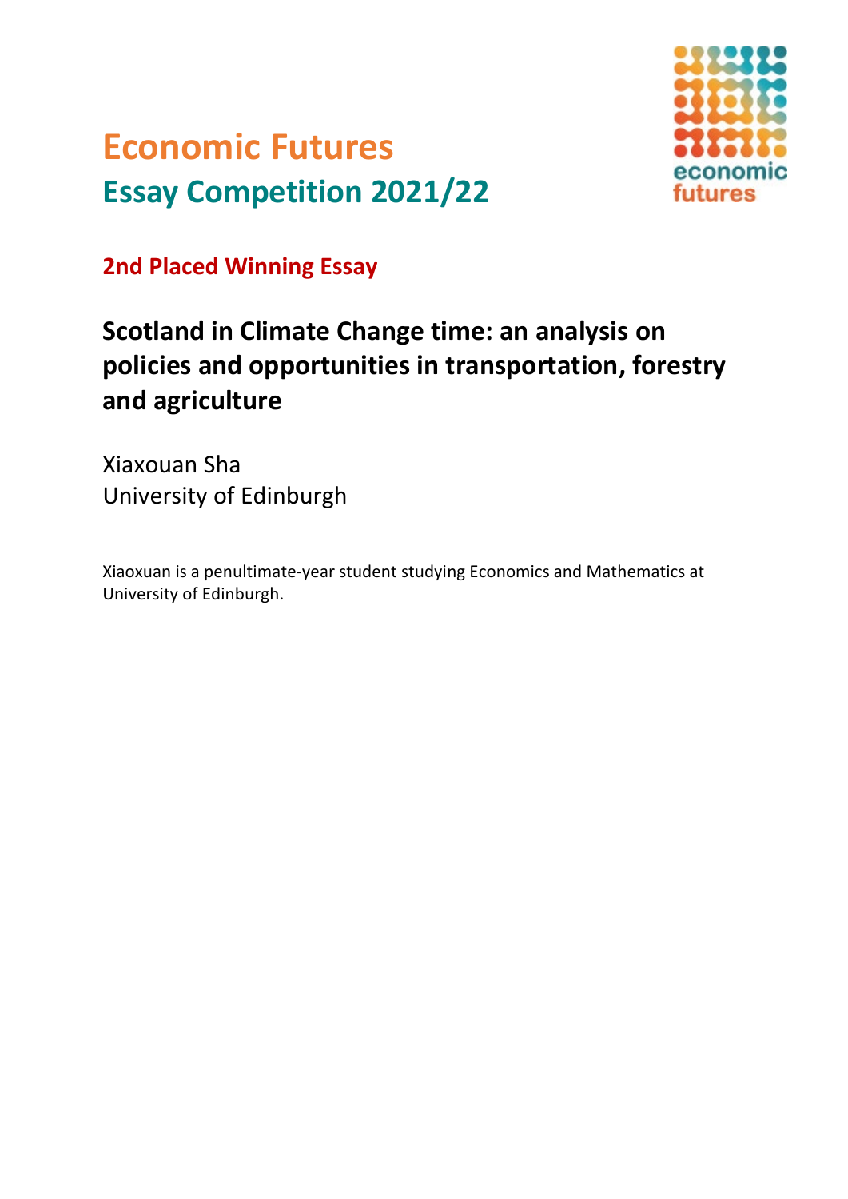# Economic Futures
## Essay Competition 2021/22

economic futures

**2nd Placed Winning Essay**

## Scotland in Climate Change time: an analysis on policies and opportunities in transportation, forestry and agriculture

Xiaxouan Sha
University of Edinburgh

Xiaoxuan is a penultimate-year student studying Economics and Mathematics at University of Edinburgh.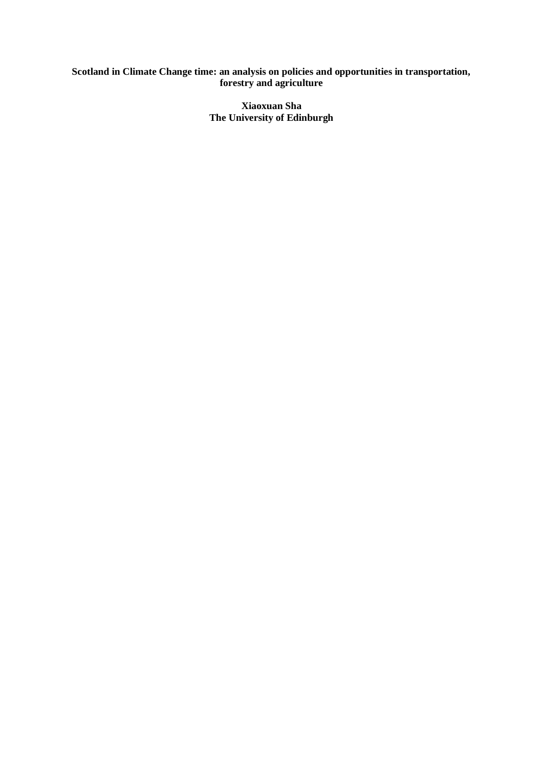**Scotland in Climate Change time: an analysis on policies and opportunities in transportation, forestry and agriculture**

**Xiaoxuan Sha**
**The University of Edinburgh**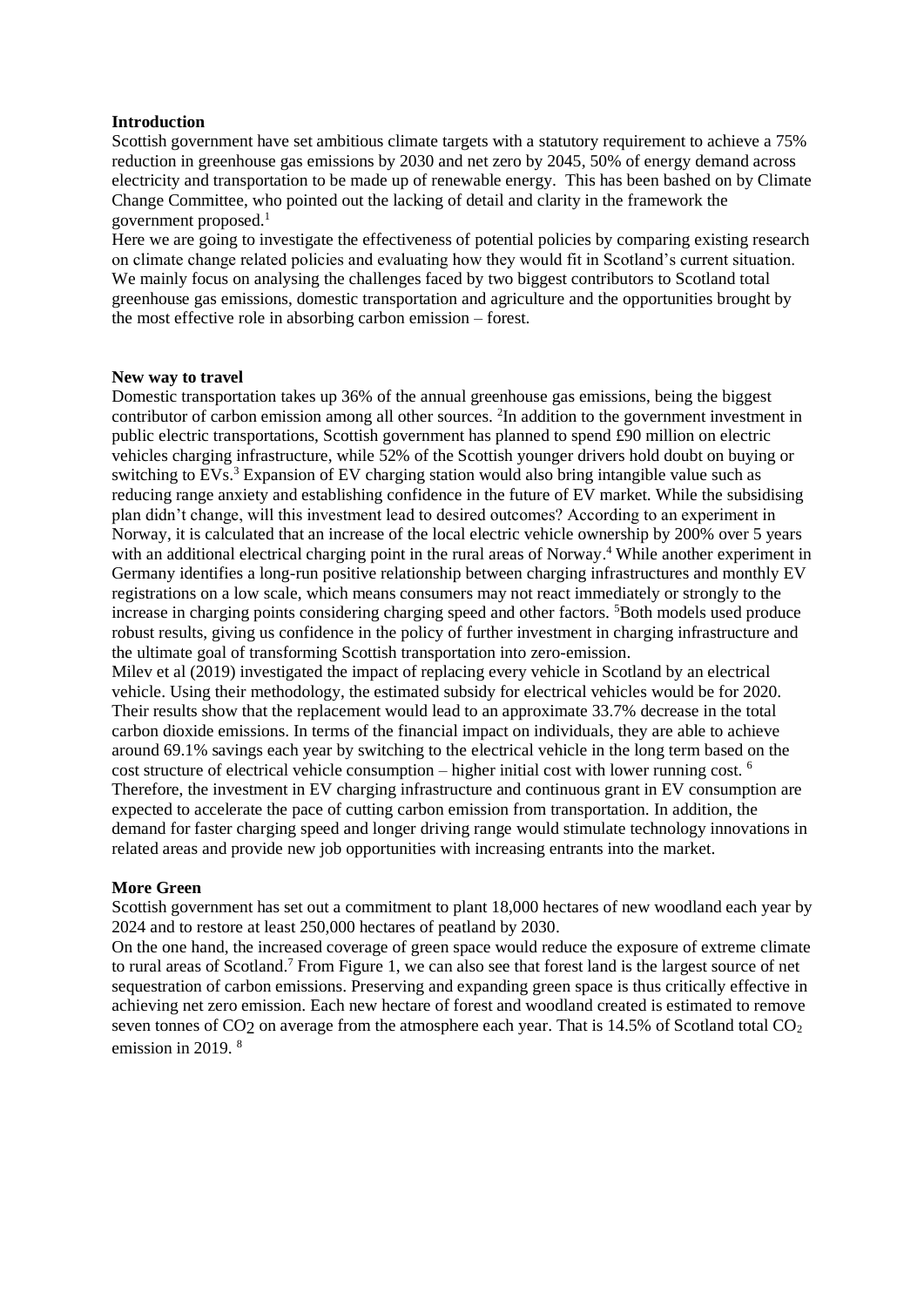**Introduction**

Scottish government have set ambitious climate targets with a statutory requirement to achieve a 75% reduction in greenhouse gas emissions by 2030 and net zero by 2045, 50% of energy demand across electricity and transportation to be made up of renewable energy. This has been bashed on by Climate Change Committee, who pointed out the lacking of detail and clarity in the framework the government proposed.[1]

Here we are going to investigate the effectiveness of potential policies by comparing existing research on climate change related policies and evaluating how they would fit in Scotland's current situation. We mainly focus on analysing the challenges faced by two biggest contributors to Scotland total greenhouse gas emissions, domestic transportation and agriculture and the opportunities brought by the most effective role in absorbing carbon emission – forest.

**New way to travel**

Domestic transportation takes up 36% of the annual greenhouse gas emissions, being the biggest contributor of carbon emission among all other sources. [2]In addition to the government investment in public electric transportations, Scottish government has planned to spend £90 million on electric vehicles charging infrastructure, while 52% of the Scottish younger drivers hold doubt on buying or switching to EVs.[3] Expansion of EV charging station would also bring intangible value such as reducing range anxiety and establishing confidence in the future of EV market. While the subsidising plan didn't change, will this investment lead to desired outcomes? According to an experiment in Norway, it is calculated that an increase of the local electric vehicle ownership by 200% over 5 years with an additional electrical charging point in the rural areas of Norway.[4] While another experiment in Germany identifies a long-run positive relationship between charging infrastructures and monthly EV registrations on a low scale, which means consumers may not react immediately or strongly to the increase in charging points considering charging speed and other factors. [5]Both models used produce robust results, giving us confidence in the policy of further investment in charging infrastructure and the ultimate goal of transforming Scottish transportation into zero-emission.

Milev et al (2019) investigated the impact of replacing every vehicle in Scotland by an electrical vehicle. Using their methodology, the estimated subsidy for electrical vehicles would be for 2020. Their results show that the replacement would lead to an approximate 33.7% decrease in the total carbon dioxide emissions. In terms of the financial impact on individuals, they are able to achieve around 69.1% savings each year by switching to the electrical vehicle in the long term based on the cost structure of electrical vehicle consumption – higher initial cost with lower running cost. [6]

Therefore, the investment in EV charging infrastructure and continuous grant in EV consumption are expected to accelerate the pace of cutting carbon emission from transportation. In addition, the demand for faster charging speed and longer driving range would stimulate technology innovations in related areas and provide new job opportunities with increasing entrants into the market.

**More Green**

Scottish government has set out a commitment to plant 18,000 hectares of new woodland each year by 2024 and to restore at least 250,000 hectares of peatland by 2030.

On the one hand, the increased coverage of green space would reduce the exposure of extreme climate to rural areas of Scotland.[7] From Figure 1, we can also see that forest land is the largest source of net sequestration of carbon emissions. Preserving and expanding green space is thus critically effective in achieving net zero emission. Each new hectare of forest and woodland created is estimated to remove seven tonnes of $CO_2$ on average from the atmosphere each year. That is 14.5% of Scotland total $CO_2$ emission in 2019. [8]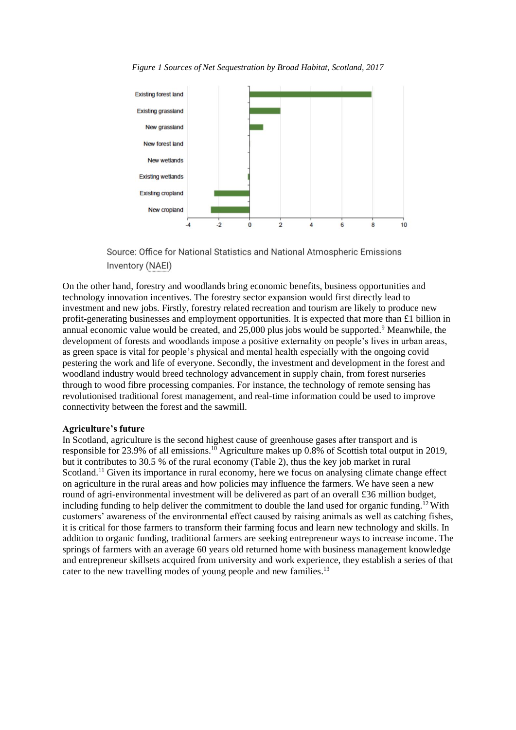*Figure 1 Sources of Net Sequestration by Broad Habitat, Scotland, 2017*

Source: Office for National Statistics and National Atmospheric Emissions Inventory (NAEI)

On the other hand, forestry and woodlands bring economic benefits, business opportunities and technology innovation incentives. The forestry sector expansion would first directly lead to investment and new jobs. Firstly, forestry related recreation and tourism are likely to produce new profit-generating businesses and employment opportunities. It is expected that more than £1 billion in annual economic value would be created, and 25,000 plus jobs would be supported.[9] Meanwhile, the development of forests and woodlands impose a positive externality on people's lives in urban areas, as green space is vital for people's physical and mental health especially with the ongoing covid pestering the work and life of everyone. Secondly, the investment and development in the forest and woodland industry would breed technology advancement in supply chain, from forest nurseries through to wood fibre processing companies. For instance, the technology of remote sensing has revolutionised traditional forest management, and real-time information could be used to improve connectivity between the forest and the sawmill.

**Agriculture's future**

In Scotland, agriculture is the second highest cause of greenhouse gases after transport and is responsible for 23.9% of all emissions.[10] Agriculture makes up 0.8% of Scottish total output in 2019, but it contributes to 30.5 % of the rural economy (Table 2), thus the key job market in rural Scotland.[11] Given its importance in rural economy, here we focus on analysing climate change effect on agriculture in the rural areas and how policies may influence the farmers. We have seen a new round of agri-environmental investment will be delivered as part of an overall £36 million budget, including funding to help deliver the commitment to double the land used for organic funding.[12] With customers' awareness of the environmental effect caused by raising animals as well as catching fishes, it is critical for those farmers to transform their farming focus and learn new technology and skills. In addition to organic funding, traditional farmers are seeking entrepreneur ways to increase income. The springs of farmers with an average 60 years old returned home with business management knowledge and entrepreneur skillsets acquired from university and work experience, they establish a series of that cater to the new travelling modes of young people and new families.[13]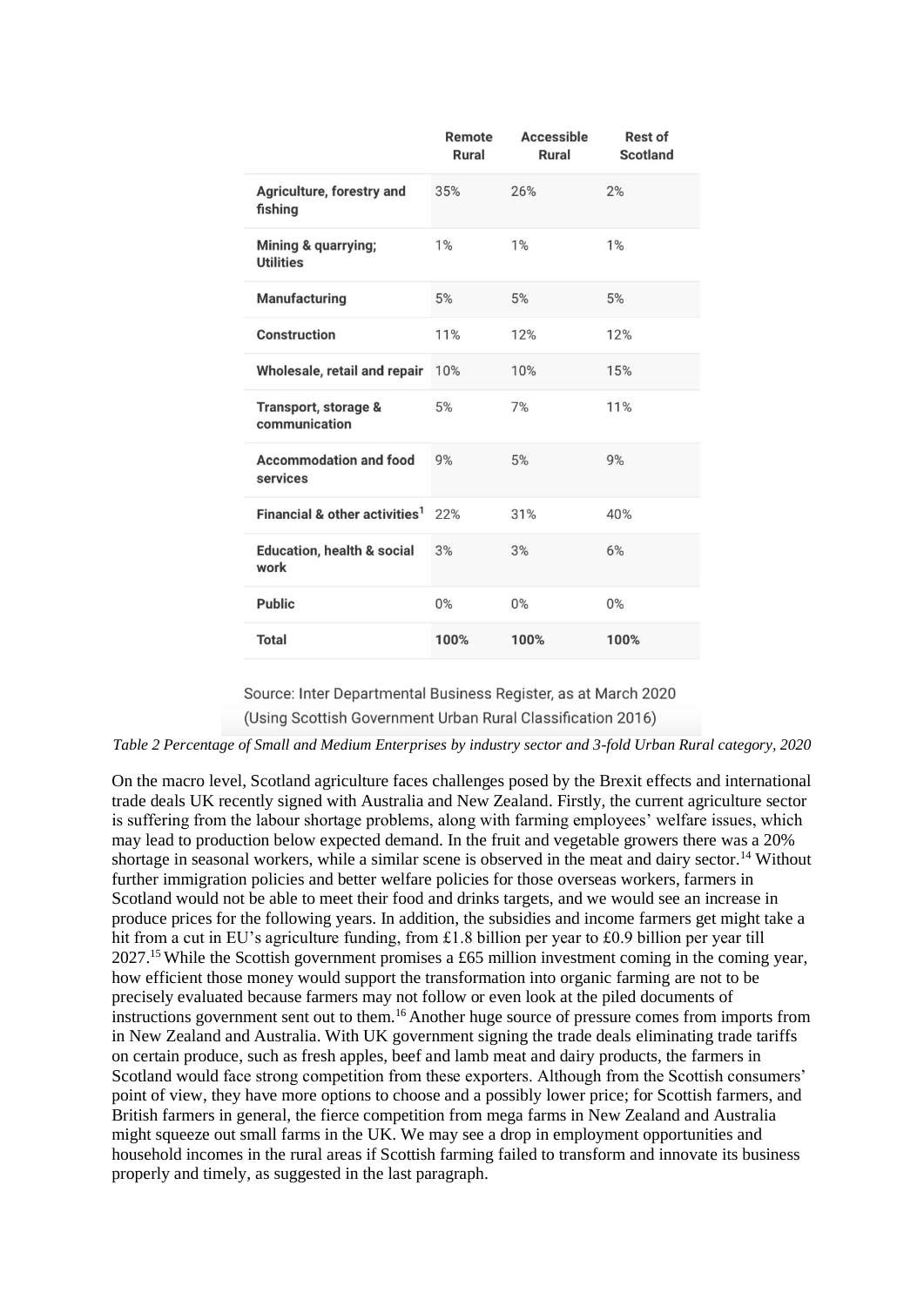| | Remote Rural | Accessible Rural | Rest of Scotland |
|---|---|---|---|
| **Agriculture, forestry and fishing** | 35% | 26% | 2% |
| **Mining & quarrying; Utilities** | 1% | 1% | 1% |
| **Manufacturing** | 5% | 5% | 5% |
| **Construction** | 11% | 12% | 12% |
| **Wholesale, retail and repair** | 10% | 10% | 15% |
| **Transport, storage & communication** | 5% | 7% | 11% |
| **Accommodation and food services** | 9% | 5% | 9% |
| **Financial & other activities**[1] | 22% | 31% | 40% |
| **Education, health & social work** | 3% | 3% | 6% |
| **Public** | 0% | 0% | 0% |
| **Total** | **100%** | **100%** | **100%** |

Source: Inter Departmental Business Register, as at March 2020
(Using Scottish Government Urban Rural Classification 2016)

*Table 2 Percentage of Small and Medium Enterprises by industry sector and 3-fold Urban Rural category, 2020*

On the macro level, Scotland agriculture faces challenges posed by the Brexit effects and international trade deals UK recently signed with Australia and New Zealand. Firstly, the current agriculture sector is suffering from the labour shortage problems, along with farming employees' welfare issues, which may lead to production below expected demand. In the fruit and vegetable growers there was a 20% shortage in seasonal workers, while a similar scene is observed in the meat and dairy sector.[14] Without further immigration policies and better welfare policies for those overseas workers, farmers in Scotland would not be able to meet their food and drinks targets, and we would see an increase in produce prices for the following years. In addition, the subsidies and income farmers get might take a hit from a cut in EU's agriculture funding, from £1.8 billion per year to £0.9 billion per year till 2027.[15] While the Scottish government promises a £65 million investment coming in the coming year, how efficient those money would support the transformation into organic farming are not to be precisely evaluated because farmers may not follow or even look at the piled documents of instructions government sent out to them.[16] Another huge source of pressure comes from imports from in New Zealand and Australia. With UK government signing the trade deals eliminating trade tariffs on certain produce, such as fresh apples, beef and lamb meat and dairy products, the farmers in Scotland would face strong competition from these exporters. Although from the Scottish consumers' point of view, they have more options to choose and a possibly lower price; for Scottish farmers, and British farmers in general, the fierce competition from mega farms in New Zealand and Australia might squeeze out small farms in the UK. We may see a drop in employment opportunities and household incomes in the rural areas if Scottish farming failed to transform and innovate its business properly and timely, as suggested in the last paragraph.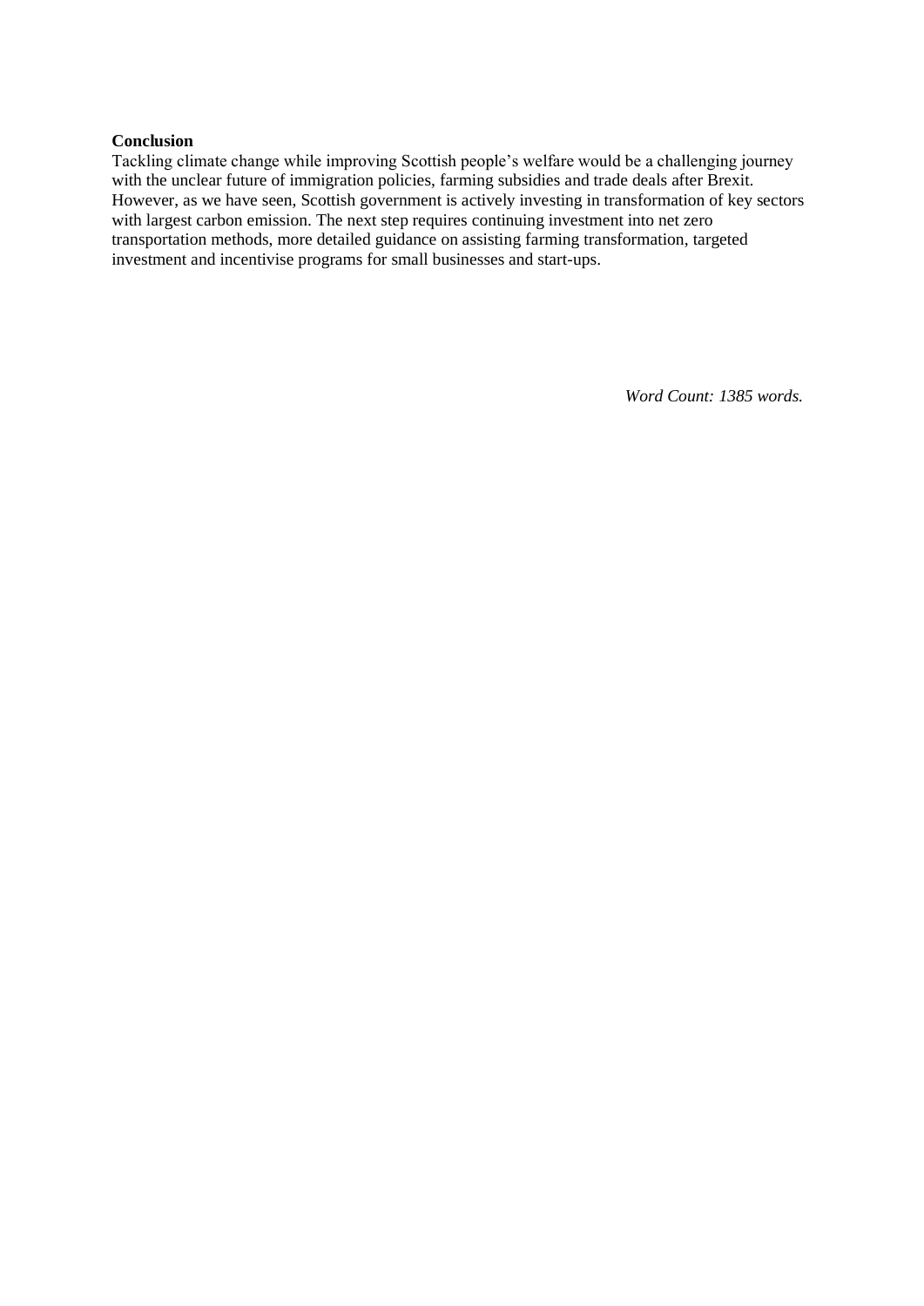## Conclusion

Tackling climate change while improving Scottish people's welfare would be a challenging journey with the unclear future of immigration policies, farming subsidies and trade deals after Brexit. However, as we have seen, Scottish government is actively investing in transformation of key sectors with largest carbon emission. The next step requires continuing investment into net zero transportation methods, more detailed guidance on assisting farming transformation, targeted investment and incentivise programs for small businesses and start-ups.

*Word Count: 1385 words.*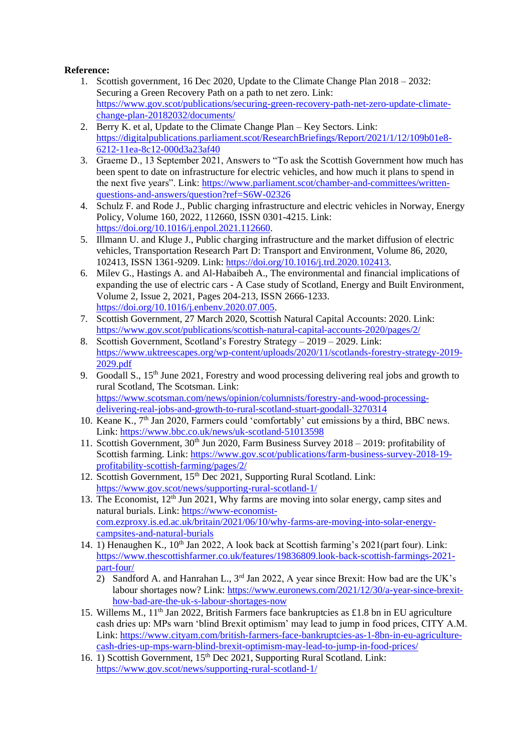**Reference:**

1. Scottish government, 16 Dec 2020, Update to the Climate Change Plan 2018 – 2032: Securing a Green Recovery Path on a path to net zero. Link: https://www.gov.scot/publications/securing-green-recovery-path-net-zero-update-climate-change-plan-20182032/documents/
2. Berry K. et al, Update to the Climate Change Plan – Key Sectors. Link: https://digitalpublications.parliament.scot/ResearchBriefings/Report/2021/1/12/109b01e8-6212-11ea-8c12-000d3a23af40
3. Graeme D., 13 September 2021, Answers to "To ask the Scottish Government how much has been spent to date on infrastructure for electric vehicles, and how much it plans to spend in the next five years". Link: https://www.parliament.scot/chamber-and-committees/written-questions-and-answers/question?ref=S6W-02326
4. Schulz F. and Rode J., Public charging infrastructure and electric vehicles in Norway, Energy Policy, Volume 160, 2022, 112660, ISSN 0301-4215. Link: https://doi.org/10.1016/j.enpol.2021.112660.
5. Illmann U. and Kluge J., Public charging infrastructure and the market diffusion of electric vehicles, Transportation Research Part D: Transport and Environment, Volume 86, 2020, 102413, ISSN 1361-9209. Link: https://doi.org/10.1016/j.trd.2020.102413.
6. Milev G., Hastings A. and Al-Habaibeh A., The environmental and financial implications of expanding the use of electric cars - A Case study of Scotland, Energy and Built Environment, Volume 2, Issue 2, 2021, Pages 204-213, ISSN 2666-1233. https://doi.org/10.1016/j.enbenv.2020.07.005.
7. Scottish Government, 27 March 2020, Scottish Natural Capital Accounts: 2020. Link: https://www.gov.scot/publications/scottish-natural-capital-accounts-2020/pages/2/
8. Scottish Government, Scotland's Forestry Strategy – 2019 – 2029. Link: https://www.uktreescapes.org/wp-content/uploads/2020/11/scotlands-forestry-strategy-2019-2029.pdf
9. Goodall S., 15th June 2021, Forestry and wood processing delivering real jobs and growth to rural Scotland, The Scotsman. Link: https://www.scotsman.com/news/opinion/columnists/forestry-and-wood-processing-delivering-real-jobs-and-growth-to-rural-scotland-stuart-goodall-3270314
10. Keane K., 7th Jan 2020, Farmers could 'comfortably' cut emissions by a third, BBC news. Link: https://www.bbc.co.uk/news/uk-scotland-51013598
11. Scottish Government, 30th Jun 2020, Farm Business Survey 2018 – 2019: profitability of Scottish farming. Link: https://www.gov.scot/publications/farm-business-survey-2018-19-profitability-scottish-farming/pages/2/
12. Scottish Government, 15th Dec 2021, Supporting Rural Scotland. Link: https://www.gov.scot/news/supporting-rural-scotland-1/
13. The Economist, 12th Jun 2021, Why farms are moving into solar energy, camp sites and natural burials. Link: https://www-economist-com.ezproxy.is.ed.ac.uk/britain/2021/06/10/why-farms-are-moving-into-solar-energy-campsites-and-natural-burials
14. 1) Henaughen K., 10th Jan 2022, A look back at Scottish farming's 2021(part four). Link: https://www.thescottishfarmer.co.uk/features/19836809.look-back-scottish-farmings-2021-part-four/
    2) Sandford A. and Hanrahan L., 3rd Jan 2022, A year since Brexit: How bad are the UK's labour shortages now? Link: https://www.euronews.com/2021/12/30/a-year-since-brexit-how-bad-are-the-uk-s-labour-shortages-now
15. Willems M., 11th Jan 2022, British Farmers face bankruptcies as £1.8 bn in EU agriculture cash dries up: MPs warn 'blind Brexit optimism' may lead to jump in food prices, CITY A.M. Link: https://www.cityam.com/british-farmers-face-bankruptcies-as-1-8bn-in-eu-agriculture-cash-dries-up-mps-warn-blind-brexit-optimism-may-lead-to-jump-in-food-prices/
16. 1) Scottish Government, 15th Dec 2021, Supporting Rural Scotland. Link: https://www.gov.scot/news/supporting-rural-scotland-1/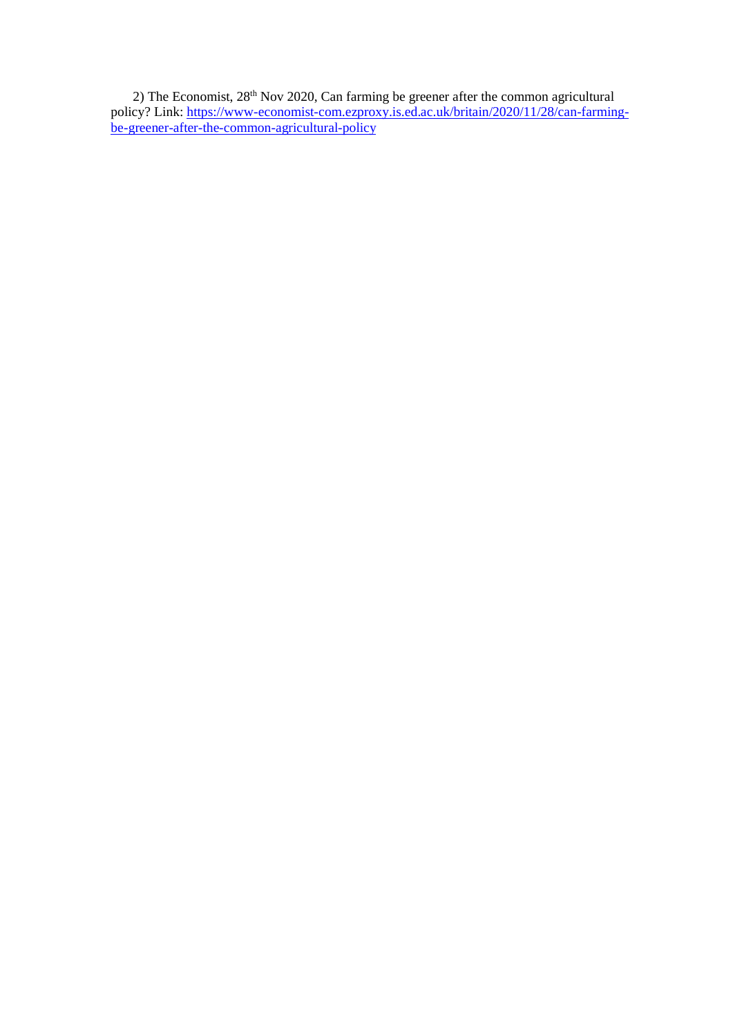2) The Economist, 28th Nov 2020, Can farming be greener after the common agricultural policy? Link: https://www-economist-com.ezproxy.is.ed.ac.uk/britain/2020/11/28/can-farming-be-greener-after-the-common-agricultural-policy